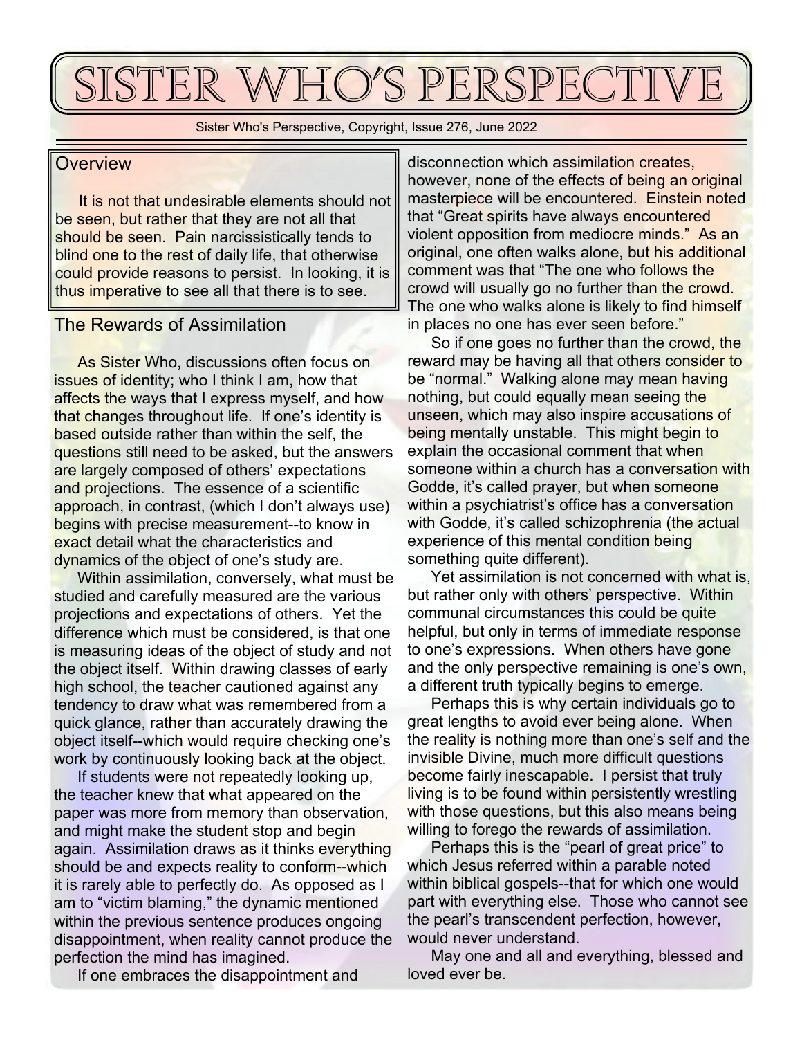# Sister Who's Perspective

Sister Who's Perspective, Copyright, Issue 276, June 2022

## Overview

It is not that undesirable elements should not be seen, but rather that they are not all that should be seen. Pain narcissistically tends to blind one to the rest of daily life, that otherwise could provide reasons to persist. In looking, it is thus imperative to see all that there is to see.

## The Rewards of Assimilation

As Sister Who, discussions often focus on issues of identity; who I think I am, how that affects the ways that I express myself, and how that changes throughout life. If one's identity is based outside rather than within the self, the questions still need to be asked, but the answers are largely composed of others' expectations and projections. The essence of a scientific approach, in contrast, (which I don't always use) begins with precise measurement--to know in exact detail what the characteristics and dynamics of the object of one's study are.

Within assimilation, conversely, what must be studied and carefully measured are the various projections and expectations of others. Yet the difference which must be considered, is that one is measuring ideas of the object of study and not the object itself. Within drawing classes of early high school, the teacher cautioned against any tendency to draw what was remembered from a quick glance, rather than accurately drawing the object itself--which would require checking one's work by continuously looking back at the object.

If students were not repeatedly looking up, the teacher knew that what appeared on the paper was more from memory than observation, and might make the student stop and begin again. Assimilation draws as it thinks everything should be and expects reality to conform--which it is rarely able to perfectly do. As opposed as I am to "victim blaming," the dynamic mentioned within the previous sentence produces ongoing disappointment, when reality cannot produce the perfection the mind has imagined.

If one embraces the disappointment and disconnection which assimilation creates, however, none of the effects of being an original masterpiece will be encountered. Einstein noted that "Great spirits have always encountered violent opposition from mediocre minds." As an original, one often walks alone, but his additional comment was that "The one who follows the crowd will usually go no further than the crowd. The one who walks alone is likely to find himself in places no one has ever seen before."

So if one goes no further than the crowd, the reward may be having all that others consider to be "normal." Walking alone may mean having nothing, but could equally mean seeing the unseen, which may also inspire accusations of being mentally unstable. This might begin to explain the occasional comment that when someone within a church has a conversation with Godde, it's called prayer, but when someone within a psychiatrist's office has a conversation with Godde, it's called schizophrenia (the actual experience of this mental condition being something quite different).

Yet assimilation is not concerned with what is, but rather only with others' perspective. Within communal circumstances this could be quite helpful, but only in terms of immediate response to one's expressions. When others have gone and the only perspective remaining is one's own, a different truth typically begins to emerge.

Perhaps this is why certain individuals go to great lengths to avoid ever being alone. When the reality is nothing more than one's self and the invisible Divine, much more difficult questions become fairly inescapable. I persist that truly living is to be found within persistently wrestling with those questions, but this also means being willing to forego the rewards of assimilation.

Perhaps this is the "pearl of great price" to which Jesus referred within a parable noted within biblical gospels--that for which one would part with everything else. Those who cannot see the pearl's transcendent perfection, however, would never understand.

May one and all and everything, blessed and loved ever be.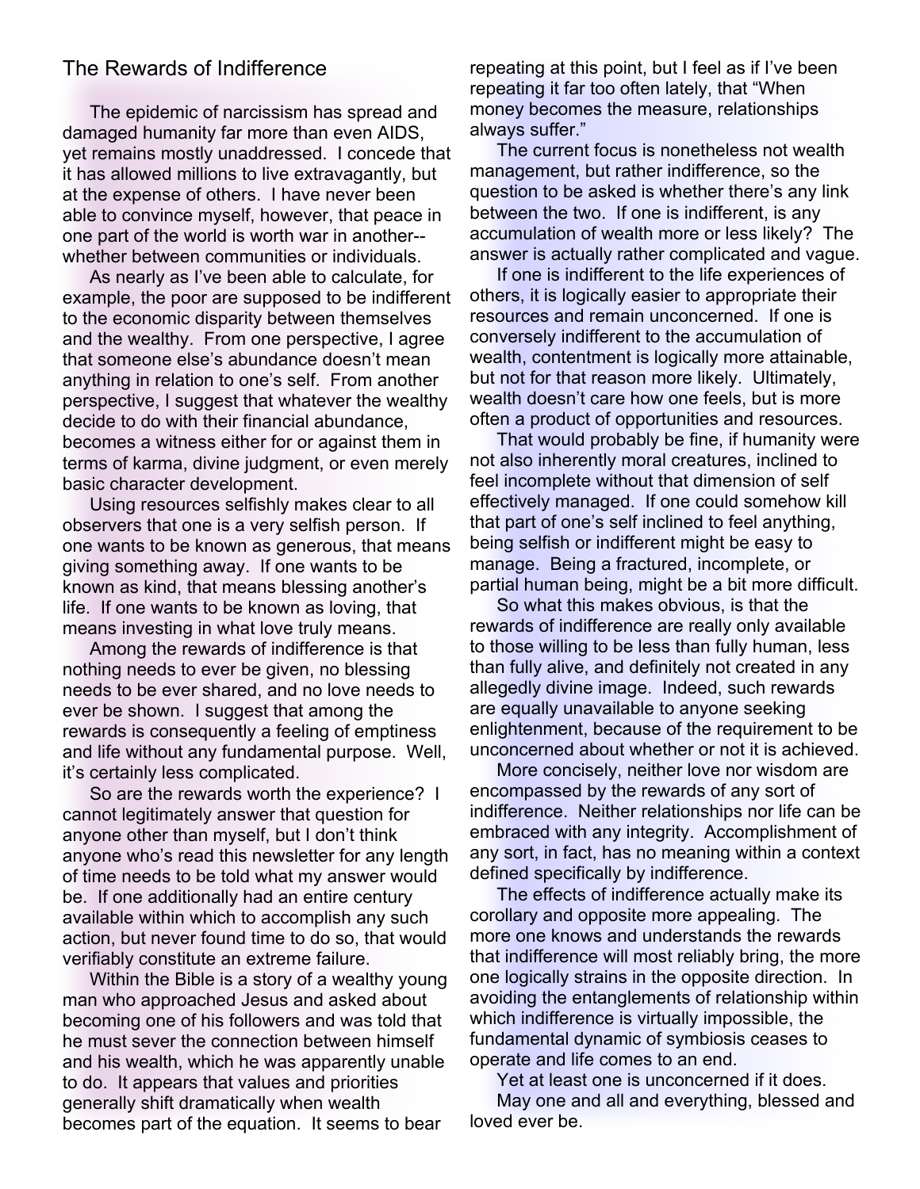## The Rewards of Indifference

The epidemic of narcissism has spread and damaged humanity far more than even AIDS, yet remains mostly unaddressed. I concede that it has allowed millions to live extravagantly, but at the expense of others. I have never been able to convince myself, however, that peace in one part of the world is worth war in another--whether between communities or individuals.

As nearly as I've been able to calculate, for example, the poor are supposed to be indifferent to the economic disparity between themselves and the wealthy. From one perspective, I agree that someone else's abundance doesn't mean anything in relation to one's self. From another perspective, I suggest that whatever the wealthy decide to do with their financial abundance, becomes a witness either for or against them in terms of karma, divine judgment, or even merely basic character development.

Using resources selfishly makes clear to all observers that one is a very selfish person. If one wants to be known as generous, that means giving something away. If one wants to be known as kind, that means blessing another's life. If one wants to be known as loving, that means investing in what love truly means.

Among the rewards of indifference is that nothing needs to ever be given, no blessing needs to be ever shared, and no love needs to ever be shown. I suggest that among the rewards is consequently a feeling of emptiness and life without any fundamental purpose. Well, it's certainly less complicated.

So are the rewards worth the experience? I cannot legitimately answer that question for anyone other than myself, but I don't think anyone who's read this newsletter for any length of time needs to be told what my answer would be. If one additionally had an entire century available within which to accomplish any such action, but never found time to do so, that would verifiably constitute an extreme failure.

Within the Bible is a story of a wealthy young man who approached Jesus and asked about becoming one of his followers and was told that he must sever the connection between himself and his wealth, which he was apparently unable to do. It appears that values and priorities generally shift dramatically when wealth becomes part of the equation. It seems to bear repeating at this point, but I feel as if I've been repeating it far too often lately, that "When money becomes the measure, relationships always suffer."

The current focus is nonetheless not wealth management, but rather indifference, so the question to be asked is whether there's any link between the two. If one is indifferent, is any accumulation of wealth more or less likely? The answer is actually rather complicated and vague.

If one is indifferent to the life experiences of others, it is logically easier to appropriate their resources and remain unconcerned. If one is conversely indifferent to the accumulation of wealth, contentment is logically more attainable, but not for that reason more likely. Ultimately, wealth doesn't care how one feels, but is more often a product of opportunities and resources.

That would probably be fine, if humanity were not also inherently moral creatures, inclined to feel incomplete without that dimension of self effectively managed. If one could somehow kill that part of one's self inclined to feel anything, being selfish or indifferent might be easy to manage. Being a fractured, incomplete, or partial human being, might be a bit more difficult.

So what this makes obvious, is that the rewards of indifference are really only available to those willing to be less than fully human, less than fully alive, and definitely not created in any allegedly divine image. Indeed, such rewards are equally unavailable to anyone seeking enlightenment, because of the requirement to be unconcerned about whether or not it is achieved.

More concisely, neither love nor wisdom are encompassed by the rewards of any sort of indifference. Neither relationships nor life can be embraced with any integrity. Accomplishment of any sort, in fact, has no meaning within a context defined specifically by indifference.

The effects of indifference actually make its corollary and opposite more appealing. The more one knows and understands the rewards that indifference will most reliably bring, the more one logically strains in the opposite direction. In avoiding the entanglements of relationship within which indifference is virtually impossible, the fundamental dynamic of symbiosis ceases to operate and life comes to an end.

Yet at least one is unconcerned if it does.

May one and all and everything, blessed and loved ever be.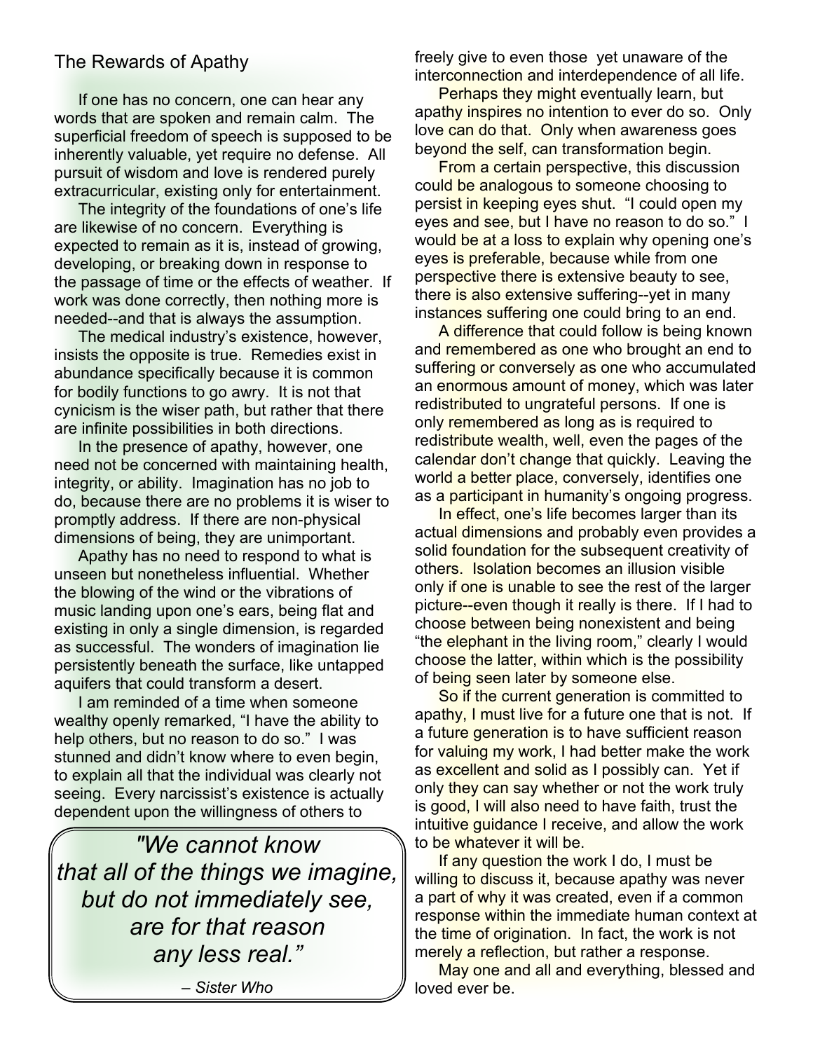## The Rewards of Apathy

If one has no concern, one can hear any words that are spoken and remain calm. The superficial freedom of speech is supposed to be inherently valuable, yet require no defense. All pursuit of wisdom and love is rendered purely extracurricular, existing only for entertainment.

The integrity of the foundations of one's life are likewise of no concern. Everything is expected to remain as it is, instead of growing, developing, or breaking down in response to the passage of time or the effects of weather. If work was done correctly, then nothing more is needed--and that is always the assumption.

The medical industry's existence, however, insists the opposite is true. Remedies exist in abundance specifically because it is common for bodily functions to go awry. It is not that cynicism is the wiser path, but rather that there are infinite possibilities in both directions.

In the presence of apathy, however, one need not be concerned with maintaining health, integrity, or ability. Imagination has no job to do, because there are no problems it is wiser to promptly address. If there are non-physical dimensions of being, they are unimportant.

Apathy has no need to respond to what is unseen but nonetheless influential. Whether the blowing of the wind or the vibrations of music landing upon one's ears, being flat and existing in only a single dimension, is regarded as successful. The wonders of imagination lie persistently beneath the surface, like untapped aquifers that could transform a desert.

I am reminded of a time when someone wealthy openly remarked, "I have the ability to help others, but no reason to do so." I was stunned and didn't know where to even begin, to explain all that the individual was clearly not seeing. Every narcissist's existence is actually dependent upon the willingness of others to freely give to even those yet unaware of the interconnection and interdependence of all life.

Perhaps they might eventually learn, but apathy inspires no intention to ever do so. Only love can do that. Only when awareness goes beyond the self, can transformation begin.

From a certain perspective, this discussion could be analogous to someone choosing to persist in keeping eyes shut. "I could open my eyes and see, but I have no reason to do so." I would be at a loss to explain why opening one's eyes is preferable, because while from one perspective there is extensive beauty to see, there is also extensive suffering--yet in many instances suffering one could bring to an end.

A difference that could follow is being known and remembered as one who brought an end to suffering or conversely as one who accumulated an enormous amount of money, which was later redistributed to ungrateful persons. If one is only remembered as long as is required to redistribute wealth, well, even the pages of the calendar don't change that quickly. Leaving the world a better place, conversely, identifies one as a participant in humanity's ongoing progress.

In effect, one's life becomes larger than its actual dimensions and probably even provides a solid foundation for the subsequent creativity of others. Isolation becomes an illusion visible only if one is unable to see the rest of the larger picture--even though it really is there. If I had to choose between being nonexistent and being "the elephant in the living room," clearly I would choose the latter, within which is the possibility of being seen later by someone else.

So if the current generation is committed to apathy, I must live for a future one that is not. If a future generation is to have sufficient reason for valuing my work, I had better make the work as excellent and solid as I possibly can. Yet if only they can say whether or not the work truly is good, I will also need to have faith, trust the intuitive guidance I receive, and allow the work to be whatever it will be.

If any question the work I do, I must be willing to discuss it, because apathy was never a part of why it was created, even if a common response within the immediate human context at the time of origination. In fact, the work is not merely a reflection, but rather a response.

May one and all and everything, blessed and loved ever be.

> *"We cannot know that all of the things we imagine, but do not immediately see, are for that reason any less real."*
>
> *– Sister Who*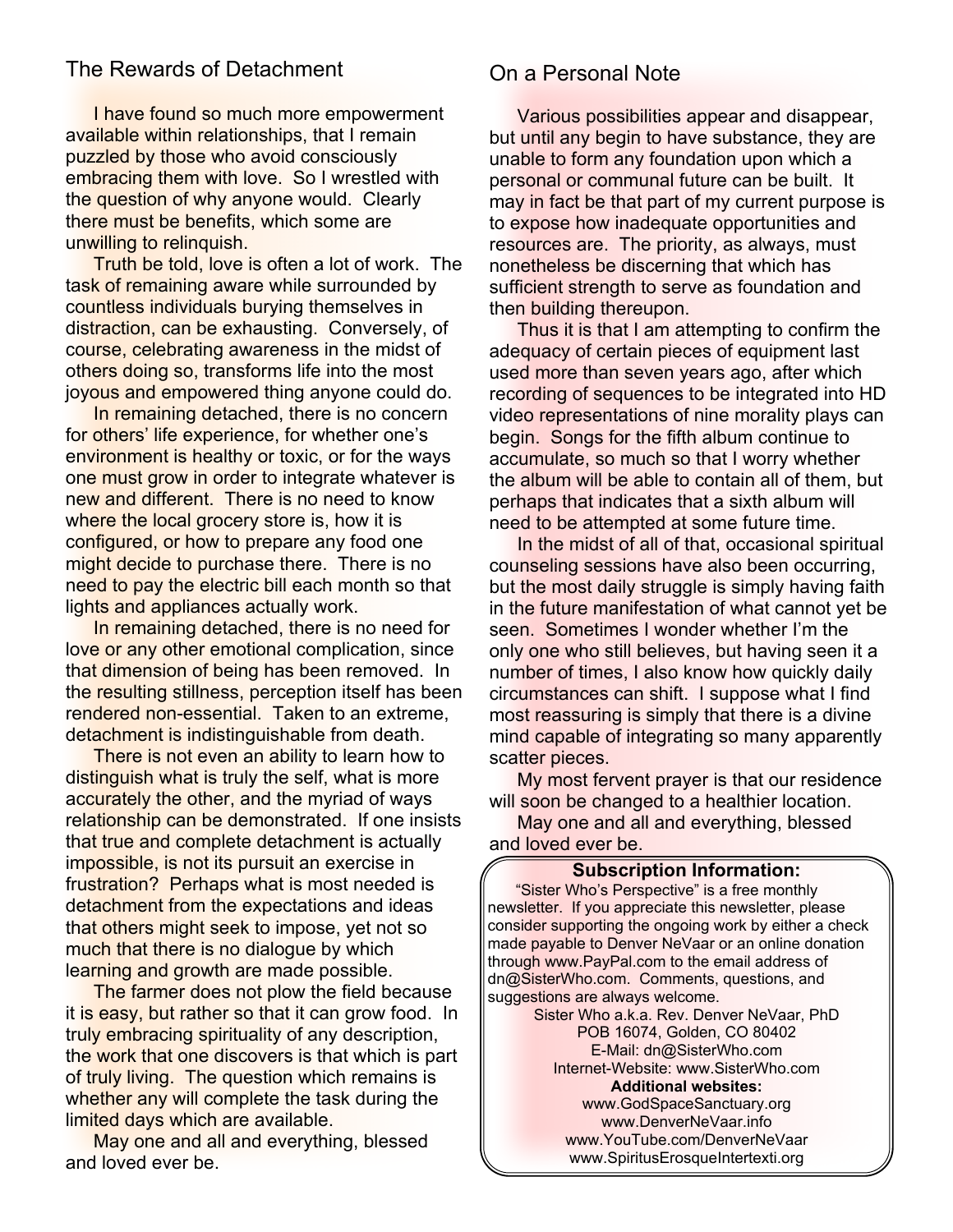## The Rewards of Detachment

I have found so much more empowerment available within relationships, that I remain puzzled by those who avoid consciously embracing them with love. So I wrestled with the question of why anyone would. Clearly there must be benefits, which some are unwilling to relinquish.

Truth be told, love is often a lot of work. The task of remaining aware while surrounded by countless individuals burying themselves in distraction, can be exhausting. Conversely, of course, celebrating awareness in the midst of others doing so, transforms life into the most joyous and empowered thing anyone could do.

In remaining detached, there is no concern for others' life experience, for whether one's environment is healthy or toxic, or for the ways one must grow in order to integrate whatever is new and different. There is no need to know where the local grocery store is, how it is configured, or how to prepare any food one might decide to purchase there. There is no need to pay the electric bill each month so that lights and appliances actually work.

In remaining detached, there is no need for love or any other emotional complication, since that dimension of being has been removed. In the resulting stillness, perception itself has been rendered non-essential. Taken to an extreme, detachment is indistinguishable from death.

There is not even an ability to learn how to distinguish what is truly the self, what is more accurately the other, and the myriad of ways relationship can be demonstrated. If one insists that true and complete detachment is actually impossible, is not its pursuit an exercise in frustration? Perhaps what is most needed is detachment from the expectations and ideas that others might seek to impose, yet not so much that there is no dialogue by which learning and growth are made possible.

The farmer does not plow the field because it is easy, but rather so that it can grow food. In truly embracing spirituality of any description, the work that one discovers is that which is part of truly living. The question which remains is whether any will complete the task during the limited days which are available.

May one and all and everything, blessed and loved ever be.

## On a Personal Note

Various possibilities appear and disappear, but until any begin to have substance, they are unable to form any foundation upon which a personal or communal future can be built. It may in fact be that part of my current purpose is to expose how inadequate opportunities and resources are. The priority, as always, must nonetheless be discerning that which has sufficient strength to serve as foundation and then building thereupon.

Thus it is that I am attempting to confirm the adequacy of certain pieces of equipment last used more than seven years ago, after which recording of sequences to be integrated into HD video representations of nine morality plays can begin. Songs for the fifth album continue to accumulate, so much so that I worry whether the album will be able to contain all of them, but perhaps that indicates that a sixth album will need to be attempted at some future time.

In the midst of all of that, occasional spiritual counseling sessions have also been occurring, but the most daily struggle is simply having faith in the future manifestation of what cannot yet be seen. Sometimes I wonder whether I'm the only one who still believes, but having seen it a number of times, I also know how quickly daily circumstances can shift. I suppose what I find most reassuring is simply that there is a divine mind capable of integrating so many apparently scatter pieces.

My most fervent prayer is that our residence will soon be changed to a healthier location.

May one and all and everything, blessed and loved ever be.

**Subscription Information:**

"Sister Who's Perspective" is a free monthly newsletter. If you appreciate this newsletter, please consider supporting the ongoing work by either a check made payable to Denver NeVaar or an online donation through www.PayPal.com to the email address of dn@SisterWho.com. Comments, questions, and suggestions are always welcome.

Sister Who a.k.a. Rev. Denver NeVaar, PhD
POB 16074, Golden, CO 80402
E-Mail: dn@SisterWho.com
Internet-Website: www.SisterWho.com

**Additional websites:**

www.GodSpaceSanctuary.org
www.DenverNeVaar.info
www.YouTube.com/DenverNeVaar
www.SpiritusErosqueIntertexti.org